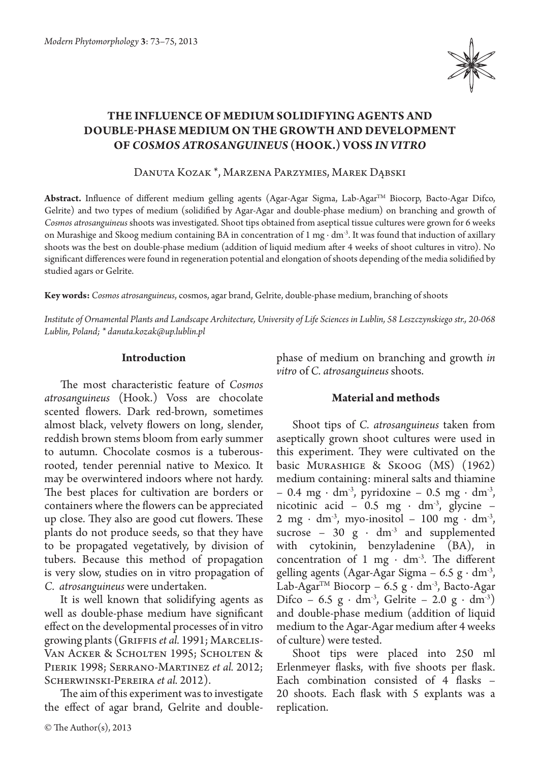# THE INFLUENCE OF MEDIUM SOLIDIFYING AGENTS AND DOUBLE-PHASE MEDIUM ON THE GROWTH AND DEVELOPMENT OF *COSMOS ATROSANGUINEUS* (HOOK.) VOSS *IN VITRO*

Danuta Kozak *, Marzena Parzymies, Marek Dąbski

**Abstract.** Influence of different medium gelling agents (Agar-Agar Sigma, Lab-Agar™ Biocorp, Bacto-Agar Difco, Gelrite) and two types of medium (solidified by Agar-Agar and double-phase medium) on branching and growth of *Cosmos atrosanguineus* shoots was investigated. Shoot tips obtained from aseptical tissue cultures were grown for 6 weeks on Murashige and Skoog medium containing BA in concentration of 1 mg · dm$^{-3}$. It was found that induction of axillary shoots was the best on double-phase medium (addition of liquid medium after 4 weeks of shoot cultures in vitro). No significant differences were found in regeneration potential and elongation of shoots depending of the media solidified by studied agars or Gelrite.

**Key words:** *Cosmos atrosanguineus*, cosmos, agar brand, Gelrite, double-phase medium, branching of shoots

*Institute of Ornamental Plants and Landscape Architecture, University of Life Sciences in Lublin, 58 Leszczynskiego str., 20-068 Lublin, Poland; * danuta.kozak@up.lublin.pl*

## Introduction

The most characteristic feature of *Cosmos atrosanguineus* (Hook.) Voss are chocolate scented flowers. Dark red-brown, sometimes almost black, velvety flowers on long, slender, reddish brown stems bloom from early summer to autumn. Chocolate cosmos is a tuberous-rooted, tender perennial native to Mexico. It may be overwintered indoors where not hardy. The best places for cultivation are borders or containers where the flowers can be appreciated up close. They also are good cut flowers. These plants do not produce seeds, so that they have to be propagated vegetatively, by division of tubers. Because this method of propagation is very slow, studies on in vitro propagation of *C. atrosanguineus* were undertaken.

It is well known that solidifying agents as well as double-phase medium have significant effect on the developmental processes of in vitro growing plants (Griffis *et al.* 1991; Marcelis-Van Acker & Scholten 1995; Scholten & Pierik 1998; Serrano-Martinez *et al.* 2012; Scherwinski-Pereira *et al.* 2012).

The aim of this experiment was to investigate the effect of agar brand, Gelrite and double-phase of medium on branching and growth *in vitro* of *C. atrosanguineus* shoots.

## Material and methods

Shoot tips of *C. atrosanguineus* taken from aseptically grown shoot cultures were used in this experiment. They were cultivated on the basic Murashige & Skoog (MS) (1962) medium containing: mineral salts and thiamine – 0.4 mg · dm$^{-3}$, pyridoxine – 0.5 mg · dm$^{-3}$, nicotinic acid – 0.5 mg · dm$^{-3}$, glycine – 2 mg · dm$^{-3}$, myo-inositol – 100 mg · dm$^{-3}$, sucrose – 30 g · dm$^{-3}$ and supplemented with cytokinin, benzyladenine (BA), in concentration of 1 mg · dm$^{-3}$. The different gelling agents (Agar-Agar Sigma – 6.5 g · dm$^{-3}$, Lab-Agar™ Biocorp – 6.5 g · dm$^{-3}$, Bacto-Agar Difco – 6.5 g · dm$^{-3}$, Gelrite – 2.0 g · dm$^{-3}$) and double-phase medium (addition of liquid medium to the Agar-Agar medium after 4 weeks of culture) were tested.

Shoot tips were placed into 250 ml Erlenmeyer flasks, with five shoots per flask. Each combination consisted of 4 flasks – 20 shoots. Each flask with 5 explants was a replication.

© The Author(s), 2013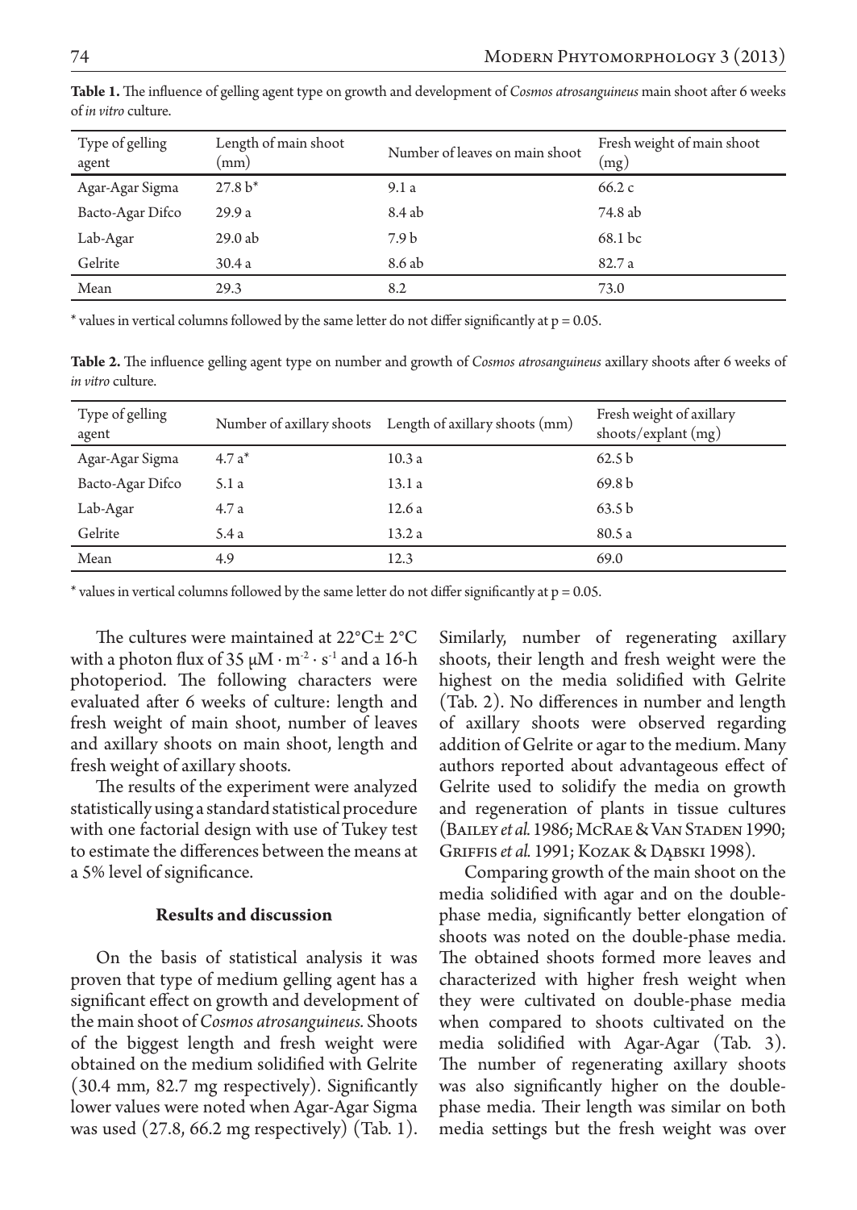**Table 1.** The influence of gelling agent type on growth and development of *Cosmos atrosanguineus* main shoot after 6 weeks of *in vitro* culture.

| Type of gelling agent | Length of main shoot (mm) | Number of leaves on main shoot | Fresh weight of main shoot (mg) |
|---|---|---|---|
| Agar-Agar Sigma | 27.8 b* | 9.1 a | 66.2 c |
| Bacto-Agar Difco | 29.9 a | 8.4 ab | 74.8 ab |
| Lab-Agar | 29.0 ab | 7.9 b | 68.1 bc |
| Gelrite | 30.4 a | 8.6 ab | 82.7 a |
| Mean | 29.3 | 8.2 | 73.0 |

* values in vertical columns followed by the same letter do not differ significantly at $p = 0.05$.

**Table 2.** The influence gelling agent type on number and growth of *Cosmos atrosanguineus* axillary shoots after 6 weeks of *in vitro* culture.

| Type of gelling agent | Number of axillary shoots | Length of axillary shoots (mm) | Fresh weight of axillary shoots/explant (mg) |
|---|---|---|---|
| Agar-Agar Sigma | 4.7 a* | 10.3 a | 62.5 b |
| Bacto-Agar Difco | 5.1 a | 13.1 a | 69.8 b |
| Lab-Agar | 4.7 a | 12.6 a | 63.5 b |
| Gelrite | 5.4 a | 13.2 a | 80.5 a |
| Mean | 4.9 | 12.3 | 69.0 |

* values in vertical columns followed by the same letter do not differ significantly at $p = 0.05$.

The cultures were maintained at 22°C± 2°C with a photon flux of 35 $\mu M \cdot m^{-2} \cdot s^{-1}$ and a 16-h photoperiod. The following characters were evaluated after 6 weeks of culture: length and fresh weight of main shoot, number of leaves and axillary shoots on main shoot, length and fresh weight of axillary shoots.

The results of the experiment were analyzed statistically using a standard statistical procedure with one factorial design with use of Tukey test to estimate the differences between the means at a 5% level of significance.

## Results and discussion

On the basis of statistical analysis it was proven that type of medium gelling agent has a significant effect on growth and development of the main shoot of *Cosmos atrosanguineus.* Shoots of the biggest length and fresh weight were obtained on the medium solidified with Gelrite (30.4 mm, 82.7 mg respectively). Significantly lower values were noted when Agar-Agar Sigma was used (27.8, 66.2 mg respectively) (Tab. 1). Similarly, number of regenerating axillary shoots, their length and fresh weight were the highest on the media solidified with Gelrite (Tab. 2). No differences in number and length of axillary shoots were observed regarding addition of Gelrite or agar to the medium. Many authors reported about advantageous effect of Gelrite used to solidify the media on growth and regeneration of plants in tissue cultures (Bailey *et al.* 1986; McRae & Van Staden 1990; Griffis *et al.* 1991; Kozak & Dąbski 1998).

Comparing growth of the main shoot on the media solidified with agar and on the double-phase media, significantly better elongation of shoots was noted on the double-phase media. The obtained shoots formed more leaves and characterized with higher fresh weight when they were cultivated on double-phase media when compared to shoots cultivated on the media solidified with Agar-Agar (Tab. 3). The number of regenerating axillary shoots was also significantly higher on the double-phase media. Their length was similar on both media settings but the fresh weight was over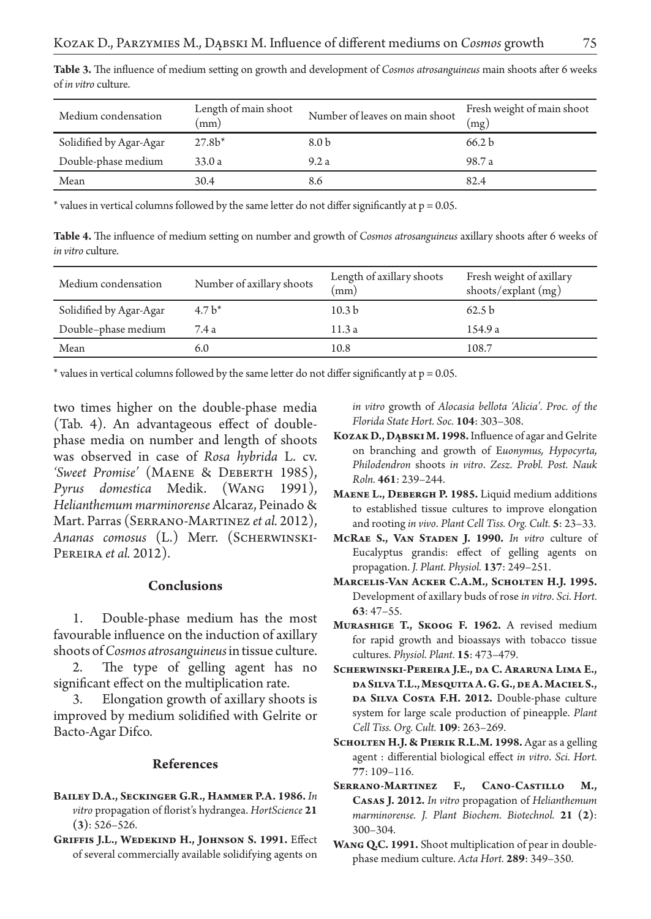**Table 3.** The influence of medium setting on growth and development of *Cosmos atrosanguineus* main shoots after 6 weeks of *in vitro* culture.

| Medium condensation | Length of main shoot (mm) | Number of leaves on main shoot | Fresh weight of main shoot (mg) |
|---|---|---|---|
| Solidified by Agar-Agar | 27.8b* | 8.0 b | 66.2 b |
| Double-phase medium | 33.0 a | 9.2 a | 98.7 a |
| Mean | 30.4 | 8.6 | 82.4 |

\* values in vertical columns followed by the same letter do not differ significantly at p = 0.05.

**Table 4.** The influence of medium setting on number and growth of *Cosmos atrosanguineus* axillary shoots after 6 weeks of *in vitro* culture.

| Medium condensation | Number of axillary shoots | Length of axillary shoots (mm) | Fresh weight of axillary shoots/explant (mg) |
|---|---|---|---|
| Solidified by Agar-Agar | 4.7 b* | 10.3 b | 62.5 b |
| Double–phase medium | 7.4 a | 11.3 a | 154.9 a |
| Mean | 6.0 | 10.8 | 108.7 |

\* values in vertical columns followed by the same letter do not differ significantly at p = 0.05.

two times higher on the double-phase media (Tab. 4). An advantageous effect of double-phase media on number and length of shoots was observed in case of *Rosa hybrida* L. cv. *'Sweet Promise'* (Maene & Deberth 1985), *Pyrus domestica* Medik. (Wang 1991), *Helianthemum marminorense* Alcaraz, Peinado & Mart. Parras (Serrano-Martinez *et al.* 2012), *Ananas comosus* (L.) Merr. (Scherwinski-Pereira *et al.* 2012).

## Conclusions

1. Double-phase medium has the most favourable influence on the induction of axillary shoots of *Cosmos atrosanguineus* in tissue culture.
2. The type of gelling agent has no significant effect on the multiplication rate.
3. Elongation growth of axillary shoots is improved by medium solidified with Gelrite or Bacto-Agar Difco.

## References

**Bailey D.A., Seckinger G.R., Hammer P.A. 1986.** *In vitro* propagation of florist's hydrangea. *HortScience* **21** (**3**): 526–526.

**Griffis J.L., Wedekind H., Johnson S. 1991.** Effect of several commercially available solidifying agents on *in vitro* growth of *Alocasia bellota 'Alicia'*. *Proc. of the Florida State Hort. Soc.* **104**: 303–308.

**Kozak D., Dąbski M. 1998.** Influence of agar and Gelrite on branching and growth of E*uonymus, Hypocyrta, Philodendron* shoots *in vitro*. *Zesz. Probl. Post. Nauk Roln.* **461**: 239–244.

**Maene L., Debergh P. 1985.** Liquid medium additions to established tissue cultures to improve elongation and rooting *in vivo*. *Plant Cell Tiss. Org. Cult.* **5**: 23–33.

**McRae S., Van Staden J. 1990.** *In vitro* culture of Eucalyptus grandis: effect of gelling agents on propagation. *J. Plant. Physiol.* **137**: 249–251.

**Marcelis-Van Acker C.A.M., Scholten H.J. 1995.** Development of axillary buds of rose *in vitro*. *Sci. Hort.* **63**: 47–55.

**Murashige T., Skoog F. 1962.** A revised medium for rapid growth and bioassays with tobacco tissue cultures. *Physiol. Plant.* **15**: 473–479.

**Scherwinski-Pereira J.E., da C. Araruna Lima E., da Silva T.L., Mesquita A. G. G., de A. Maciel S., da Silva Costa F.H. 2012.** Double-phase culture system for large scale production of pineapple. *Plant Cell Tiss. Org. Cult.* **109**: 263–269.

**Scholten H.J. & Pierik R.L.M. 1998.** Agar as a gelling agent : differential biological effect *in vitro*. *Sci. Hort.* **77**: 109–116.

**Serrano-Martinez F., Cano-Castillo M., Casas J. 2012.** *In vitro* propagation of *Helianthemum marminorense*. *J. Plant Biochem. Biotechnol.* **21** (**2**): 300–304.

**Wang Q.C. 1991.** Shoot multiplication of pear in double-phase medium culture. *Acta Hort.* **289**: 349–350.